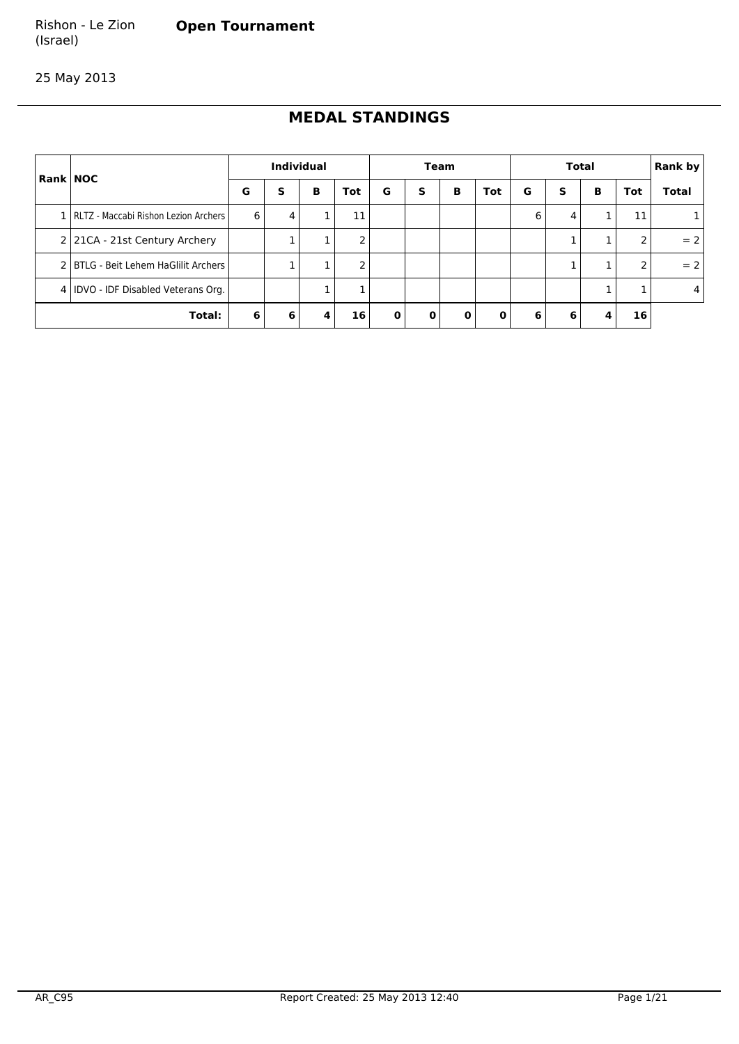Rishon - Le Zion (Israel)

**Open Tournament**

25 May 2013

# MEDAL STANDINGS

| Rank | NOC | Individual | | | | Team | | | | Total | | | | Rank by |
|---|---|---|---|---|---|---|---|---|---|---|---|---|---|---|
| | | G | S | B | Tot | G | S | B | Tot | G | S | B | Tot | Total |
| 1 | RLTZ - Maccabi Rishon Lezion Archers | 6 | 4 | 1 | 11 | | | | | 6 | 4 | 1 | 11 | 1 |
| 2 | 21CA - 21st Century Archery | | 1 | 1 | 2 | | | | | | 1 | 1 | 2 | = 2 |
| 2 | BTLG - Beit Lehem HaGlilit Archers | | 1 | 1 | 2 | | | | | | 1 | 1 | 2 | = 2 |
| 4 | IDVO - IDF Disabled Veterans Org. | | | 1 | 1 | | | | | | | 1 | 1 | 4 |
| | **Total:** | **6** | **6** | **4** | **16** | **0** | **0** | **0** | **0** | **6** | **6** | **4** | **16** | |

AR_C95

Report Created: 25 May 2013 12:40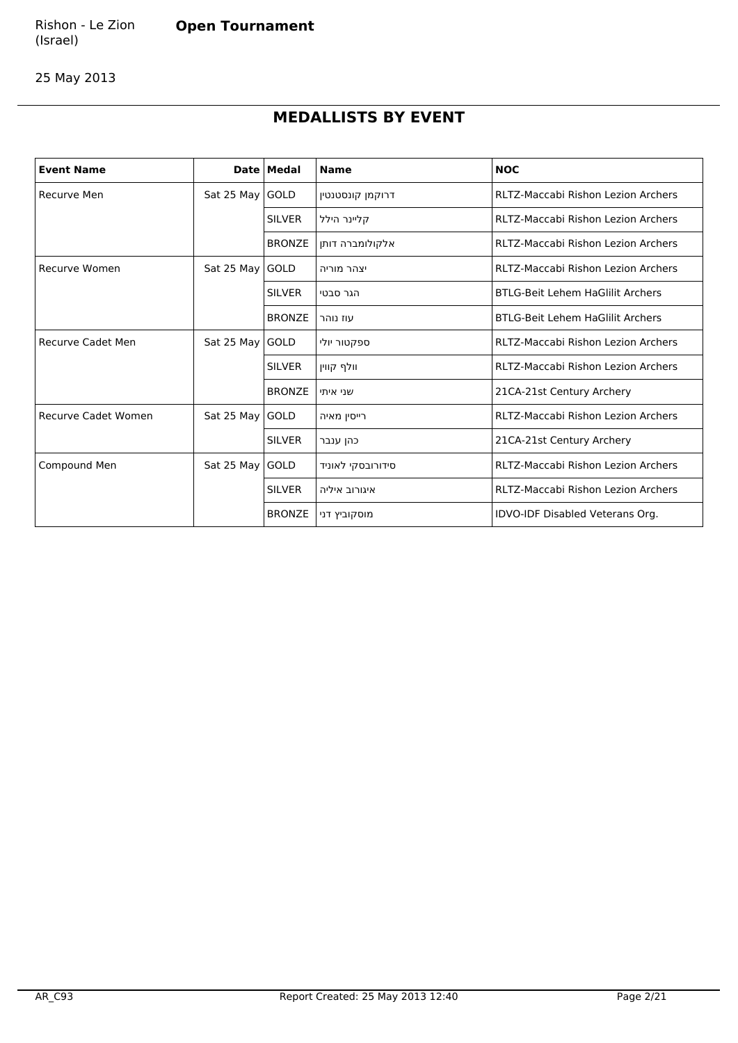Rishon - Le Zion (Israel)

**Open Tournament**

25 May 2013

## MEDALLISTS BY EVENT

| Event Name | Date | Medal | Name | NOC |
|---|---|---|---|---|
| Recurve Men | Sat 25 May | GOLD | דרוקמן קונסטנטין | RLTZ-Maccabi Rishon Lezion Archers |
| | | SILVER | קליינר הילל | RLTZ-Maccabi Rishon Lezion Archers |
| | | BRONZE | אלקולומברה דותן | RLTZ-Maccabi Rishon Lezion Archers |
| Recurve Women | Sat 25 May | GOLD | יצהר מוריה | RLTZ-Maccabi Rishon Lezion Archers |
| | | SILVER | הגר סבטי | BTLG-Beit Lehem HaGlilit Archers |
| | | BRONZE | עוז נוהר | BTLG-Beit Lehem HaGlilit Archers |
| Recurve Cadet Men | Sat 25 May | GOLD | ספקטור יולי | RLTZ-Maccabi Rishon Lezion Archers |
| | | SILVER | וולף קווין | RLTZ-Maccabi Rishon Lezion Archers |
| | | BRONZE | שני איתי | 21CA-21st Century Archery |
| Recurve Cadet Women | Sat 25 May | GOLD | רייסין מאיה | RLTZ-Maccabi Rishon Lezion Archers |
| | | SILVER | כהן ענבר | 21CA-21st Century Archery |
| Compound Men | Sat 25 May | GOLD | סידורובסקי לאוניד | RLTZ-Maccabi Rishon Lezion Archers |
| | | SILVER | איגורוב איליה | RLTZ-Maccabi Rishon Lezion Archers |
| | | BRONZE | מוסקוביץ דני | IDVO-IDF Disabled Veterans Org. |

AR_C93 Report Created: 25 May 2013 12:40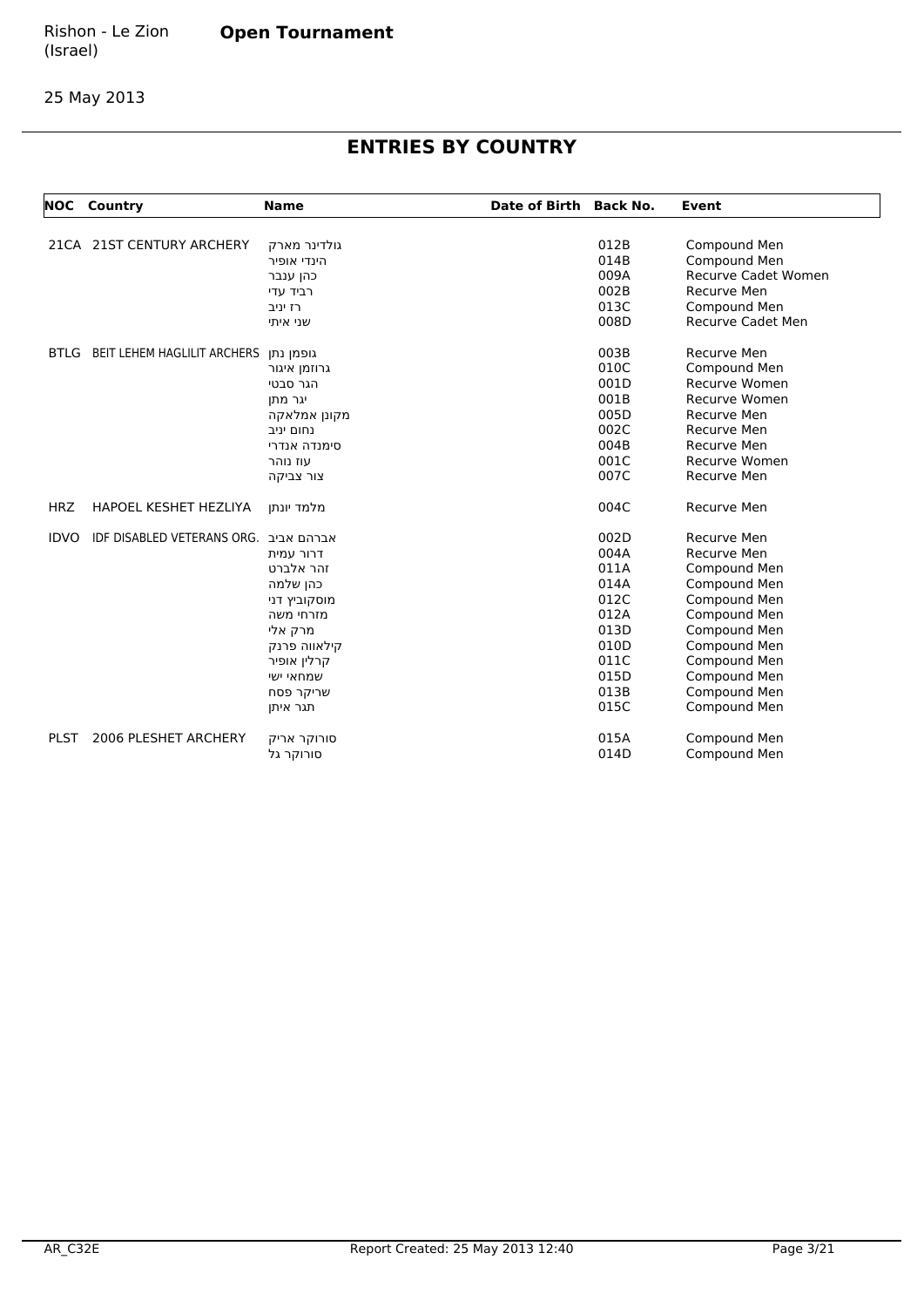Rishon - Le Zion (Israel)

**Open Tournament**

25 May 2013

# ENTRIES BY COUNTRY

| NOC | Country | Name | Date of Birth | Back No. | Event |
|---|---|---|---|---|---|
| 21CA | 21ST CENTURY ARCHERY | גולדינר מארק | | 012B | Compound Men |
| | | הינדי אופיר | | 014B | Compound Men |
| | | כהן ענבר | | 009A | Recurve Cadet Women |
| | | רביד עדי | | 002B | Recurve Men |
| | | רז יניב | | 013C | Compound Men |
| | | שני איתי | | 008D | Recurve Cadet Men |
| BTLG | BEIT LEHEM HAGLILIT ARCHERS | גופמן נתן | | 003B | Recurve Men |
| | | גרוזמן איגור | | 010C | Compound Men |
| | | הגר סבטי | | 001D | Recurve Women |
| | | יגר מתן | | 001B | Recurve Women |
| | | מקונן אמלאקה | | 005D | Recurve Men |
| | | נחום יניב | | 002C | Recurve Men |
| | | סימנדה אנדרי | | 004B | Recurve Men |
| | | עוז נוהר | | 001C | Recurve Women |
| | | צור צביקה | | 007C | Recurve Men |
| HRZ | HAPOEL KESHET HEZLIYA | מלמד יונתן | | 004C | Recurve Men |
| IDVO | IDF DISABLED VETERANS ORG. | אברהם אביב | | 002D | Recurve Men |
| | | דרור עמית | | 004A | Recurve Men |
| | | זהר אלברט | | 011A | Compound Men |
| | | כהן שלמה | | 014A | Compound Men |
| | | מוסקוביץ דני | | 012C | Compound Men |
| | | מזרחי משה | | 012A | Compound Men |
| | | מרק אלי | | 013D | Compound Men |
| | | קילאווה פרנק | | 010D | Compound Men |
| | | קרלין אופיר | | 011C | Compound Men |
| | | שמחאי ישי | | 015D | Compound Men |
| | | שריקר פסח | | 013B | Compound Men |
| | | תגר איתן | | 015C | Compound Men |
| PLST | 2006 PLESHET ARCHERY | סורוקר אריק | | 015A | Compound Men |
| | | סורוקר גל | | 014D | Compound Men |

AR_C32E Report Created: 25 May 2013 12:40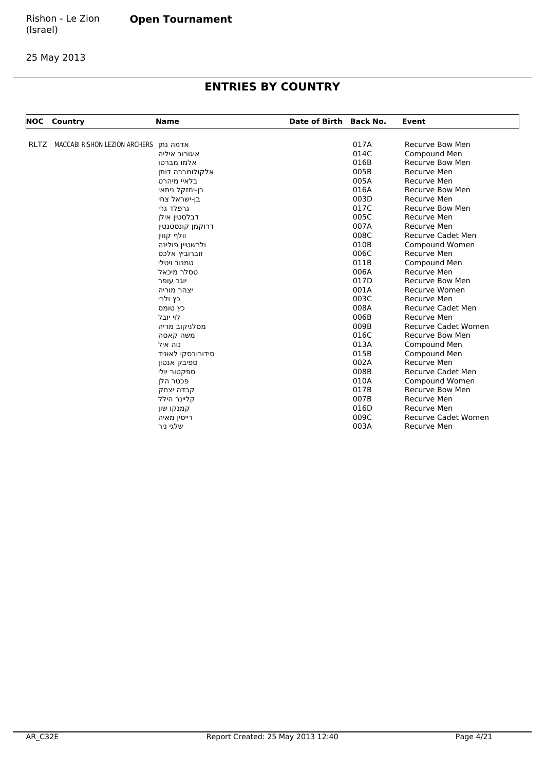Rishon - Le Zion (Israel)

**Open Tournament**

25 May 2013

## ENTRIES BY COUNTRY

| NOC | Country | Name | Date of Birth | Back No. | Event |
|---|---|---|---|---|---|
| RLTZ | MACCABI RISHON LEZION ARCHERS | אדמה נתן | | 017A | Recurve Bow Men |
| | | איגורוב איליה | | 014C | Compound Men |
| | | אלמו מברטו | | 016B | Recurve Bow Men |
| | | אלקולומברה דותן | | 005B | Recurve Men |
| | | בלאיי מיהרט | | 005A | Recurve Men |
| | | בן-יחזקל ניתאי | | 016A | Recurve Bow Men |
| | | בן-ישראל צחי | | 003D | Recurve Men |
| | | גרפלד גרי | | 017C | Recurve Bow Men |
| | | דבלסטין אילן | | 005C | Recurve Men |
| | | דרוקמן קונסטנטין | | 007A | Recurve Men |
| | | וולף קווין | | 008C | Recurve Cadet Men |
| | | ולרשטיין פולינה | | 010B | Compound Women |
| | | זוברוביץ אלכס | | 006C | Recurve Men |
| | | טמנוב ויטלי | | 011B | Compound Men |
| | | טסלר מיכאל | | 006A | Recurve Men |
| | | יוגב עופר | | 017D | Recurve Bow Men |
| | | יצהר מוריה | | 001A | Recurve Women |
| | | כץ ולרי | | 003C | Recurve Men |
| | | כץ טומס | | 008A | Recurve Cadet Men |
| | | לוי יובל | | 006B | Recurve Men |
| | | מסלניקוב מריה | | 009B | Recurve Cadet Women |
| | | משה קאסה | | 016C | Recurve Bow Men |
| | | נוה איל | | 013A | Compound Men |
| | | סידורובסקי לאוניד | | 015B | Compound Men |
| | | ספיבק אנטון | | 002A | Recurve Men |
| | | ספקטור יולי | | 008B | Recurve Cadet Men |
| | | פכטר הלן | | 010A | Compound Women |
| | | קבדה יצחק | | 017B | Recurve Bow Men |
| | | קליינר הילל | | 007B | Recurve Men |
| | | קמנקו שון | | 016D | Recurve Men |
| | | רייסין מאיה | | 009C | Recurve Cadet Women |
| | | שלגי ניר | | 003A | Recurve Men |

AR_C32E Report Created: 25 May 2013 12:40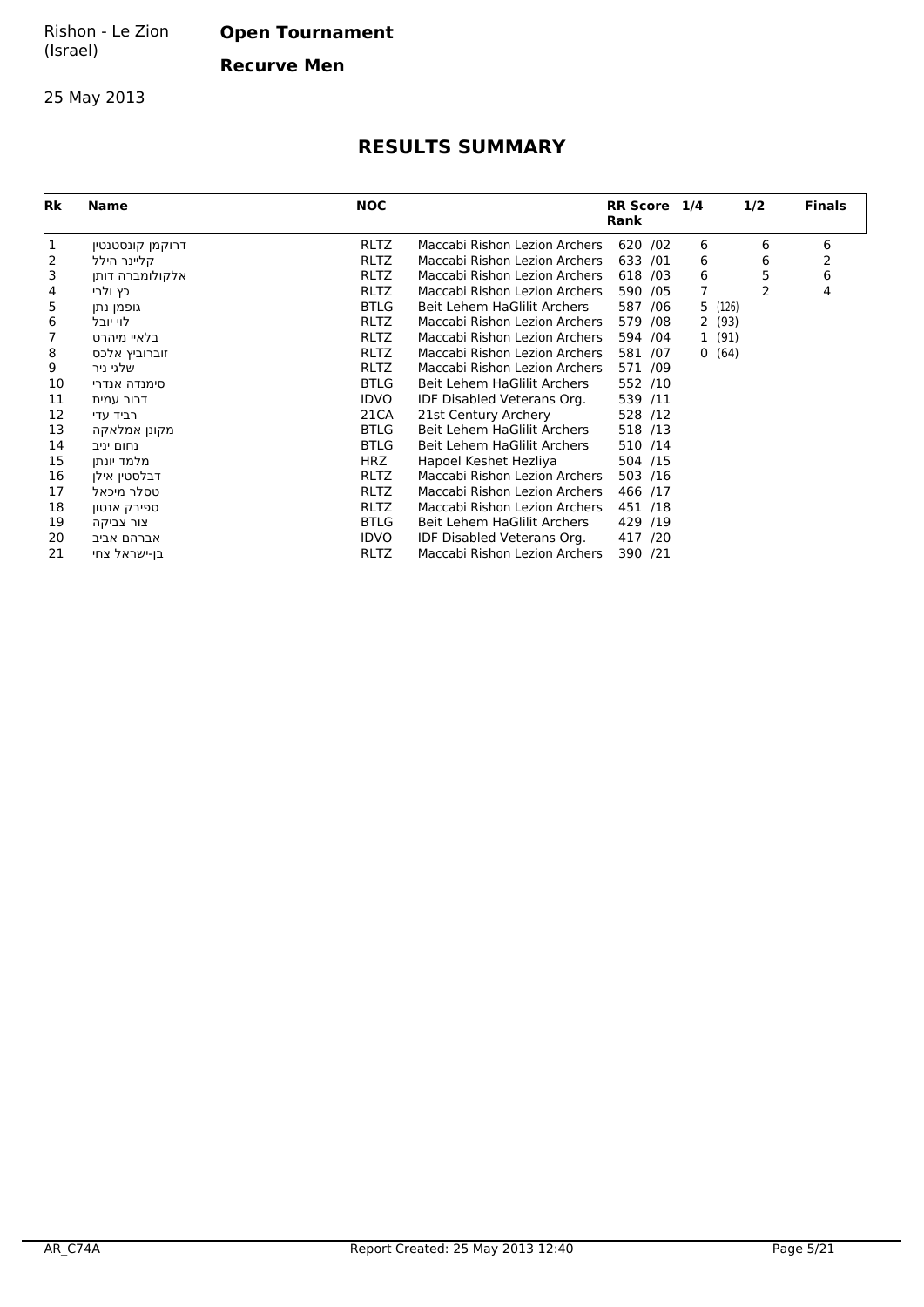Rishon - Le Zion (Israel)

**Open Tournament**

**Recurve Men**

25 May 2013

# RESULTS SUMMARY

| Rk | Name | NOC | | RR Score Rank | 1/4 | 1/2 | Finals |
|---|---|---|---|---|---|---|---|
| 1 | דרוקמן קונסטנטין | RLTZ | Maccabi Rishon Lezion Archers | 620 /02 | 6 | 6 | 6 |
| 2 | קליינר הילל | RLTZ | Maccabi Rishon Lezion Archers | 633 /01 | 6 | 6 | 2 |
| 3 | אלקולומברה דותן | RLTZ | Maccabi Rishon Lezion Archers | 618 /03 | 6 | 5 | 6 |
| 4 | כץ ולרי | RLTZ | Maccabi Rishon Lezion Archers | 590 /05 | 7 | 2 | 4 |
| 5 | גופמן נתן | BTLG | Beit Lehem HaGlilit Archers | 587 /06 | 5 (126) | | |
| 6 | לוי יובל | RLTZ | Maccabi Rishon Lezion Archers | 579 /08 | 2 (93) | | |
| 7 | בלאיי מיהרט | RLTZ | Maccabi Rishon Lezion Archers | 594 /04 | 1 (91) | | |
| 8 | זוברוביץ אלכס | RLTZ | Maccabi Rishon Lezion Archers | 581 /07 | 0 (64) | | |
| 9 | שלגי ניר | RLTZ | Maccabi Rishon Lezion Archers | 571 /09 | | | |
| 10 | סימנדה אנדרי | BTLG | Beit Lehem HaGlilit Archers | 552 /10 | | | |
| 11 | דרור עמית | IDVO | IDF Disabled Veterans Org. | 539 /11 | | | |
| 12 | רביד עדי | 21CA | 21st Century Archery | 528 /12 | | | |
| 13 | מקונן אמלאקה | BTLG | Beit Lehem HaGlilit Archers | 518 /13 | | | |
| 14 | נחום יניב | BTLG | Beit Lehem HaGlilit Archers | 510 /14 | | | |
| 15 | מלמד יונתן | HRZ | Hapoel Keshet Hezliya | 504 /15 | | | |
| 16 | דבלסטין אילן | RLTZ | Maccabi Rishon Lezion Archers | 503 /16 | | | |
| 17 | טסלר מיכאל | RLTZ | Maccabi Rishon Lezion Archers | 466 /17 | | | |
| 18 | ספיבק אנטון | RLTZ | Maccabi Rishon Lezion Archers | 451 /18 | | | |
| 19 | צור צביקה | BTLG | Beit Lehem HaGlilit Archers | 429 /19 | | | |
| 20 | אברהם אביב | IDVO | IDF Disabled Veterans Org. | 417 /20 | | | |
| 21 | בן-ישראל צחי | RLTZ | Maccabi Rishon Lezion Archers | 390 /21 | | | |

AR_C74A Report Created: 25 May 2013 12:40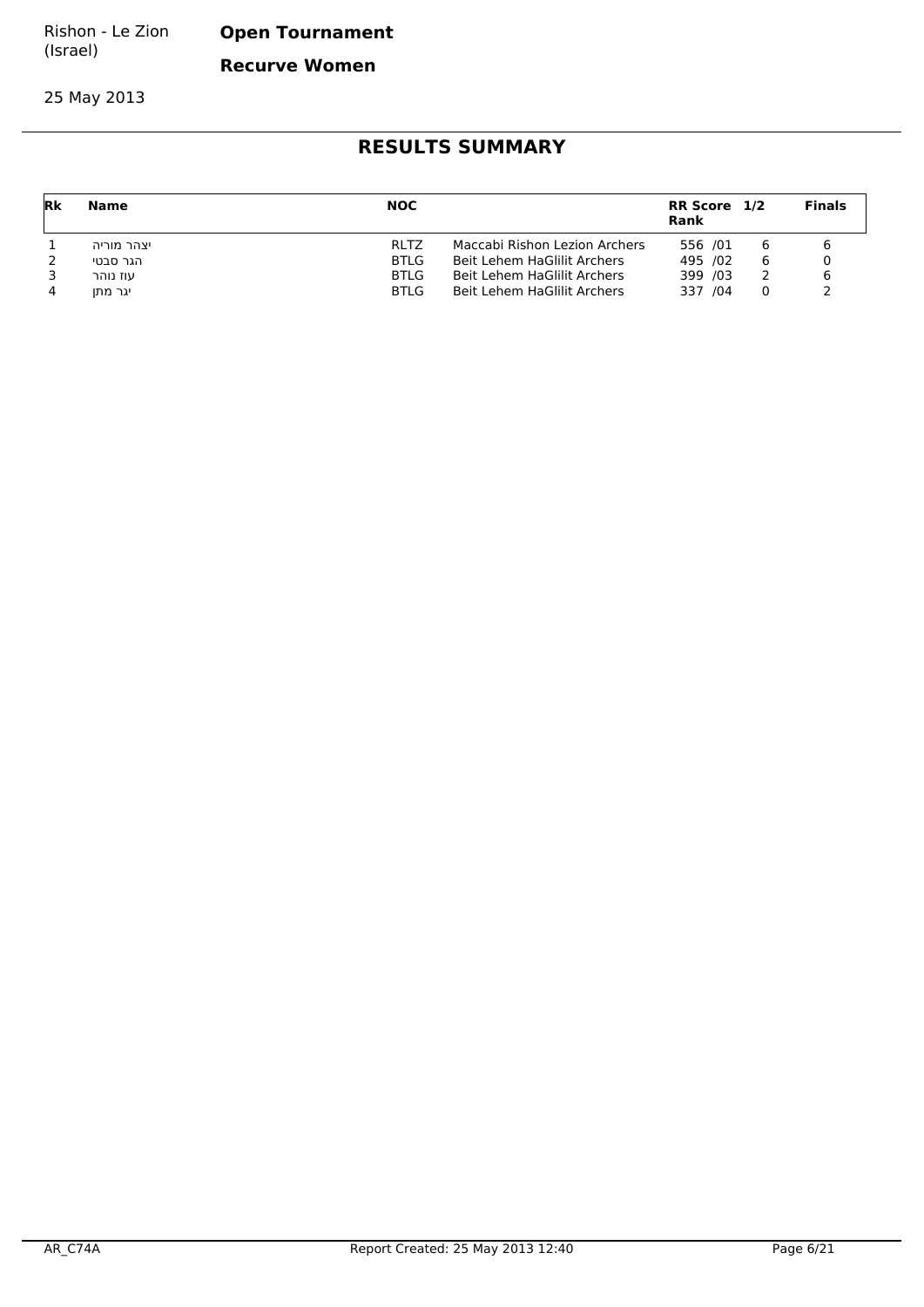Rishon - Le Zion (Israel)

**Open Tournament**

**Recurve Women**

25 May 2013

## RESULTS SUMMARY

| Rk | Name | NOC | | RR Score Rank | 1/2 | Finals |
|---|---|---|---|---|---|---|
| 1 | יצהר מוריה | RLTZ | Maccabi Rishon Lezion Archers | 556 /01 | 6 | 6 |
| 2 | הגר סבטי | BTLG | Beit Lehem HaGlilit Archers | 495 /02 | 6 | 0 |
| 3 | עוז נוהר | BTLG | Beit Lehem HaGlilit Archers | 399 /03 | 2 | 6 |
| 4 | יגר מתן | BTLG | Beit Lehem HaGlilit Archers | 337 /04 | 0 | 2 |

AR_C74A

Report Created: 25 May 2013 12:40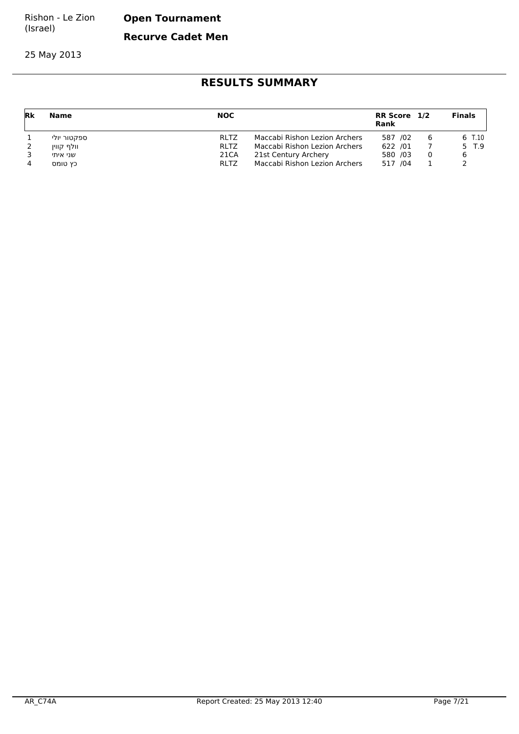Rishon - Le Zion (Israel)

**Open Tournament**

**Recurve Cadet Men**

25 May 2013

## RESULTS SUMMARY

| Rk | Name | NOC | | RR Score Rank | 1/2 | Finals |
|---|---|---|---|---|---|---|
| 1 | ספקטור יולי | RLTZ | Maccabi Rishon Lezion Archers | 587 /02 | 6 | 6 T.10 |
| 2 | וולף קווין | RLTZ | Maccabi Rishon Lezion Archers | 622 /01 | 7 | 5 T.9 |
| 3 | שני איתי | 21CA | 21st Century Archery | 580 /03 | 0 | 6 |
| 4 | כץ טומס | RLTZ | Maccabi Rishon Lezion Archers | 517 /04 | 1 | 2 |

AR_C74A Report Created: 25 May 2013 12:40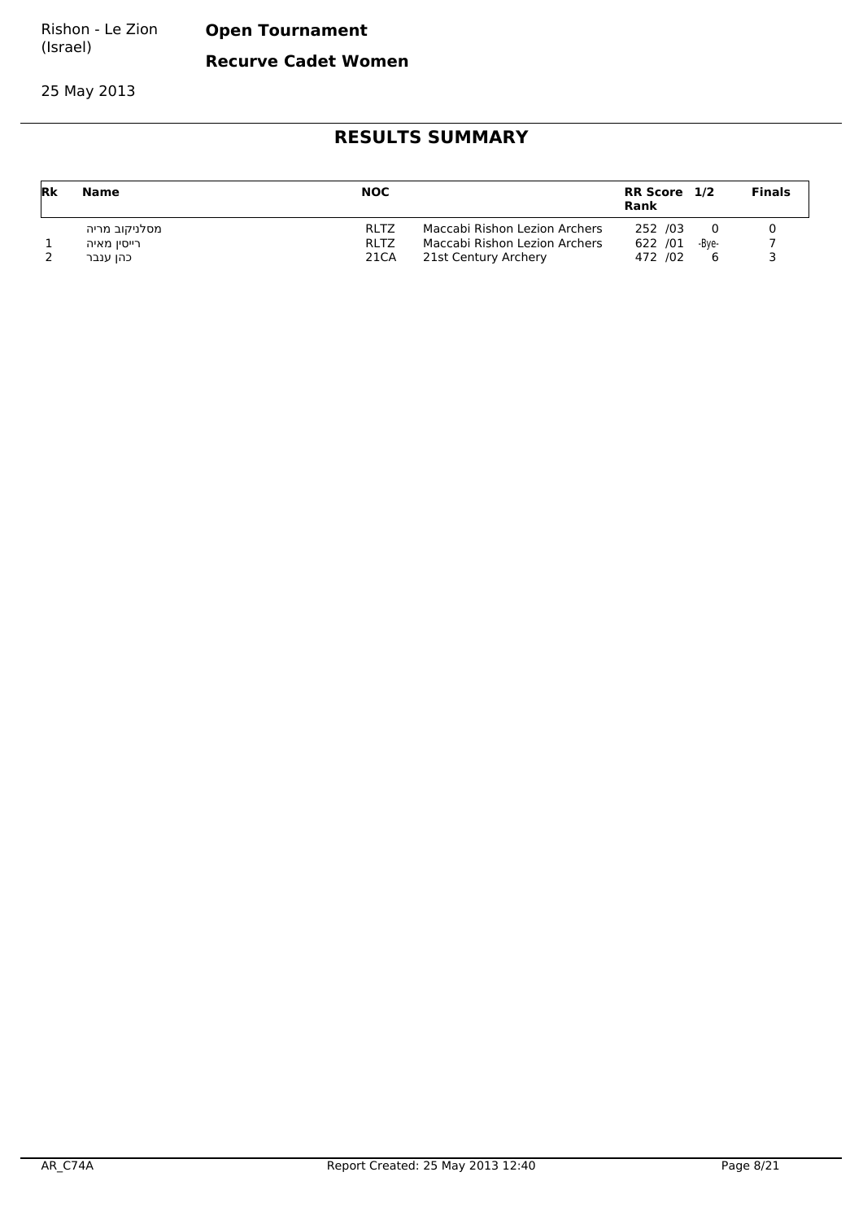Rishon - Le Zion (Israel)

**Open Tournament**

**Recurve Cadet Women**

25 May 2013

## RESULTS SUMMARY

| Rk | Name | NOC | | RR Score Rank | 1/2 | Finals |
|---|---|---|---|---|---|---|
| | מסלניקוב מריה | RLTZ | Maccabi Rishon Lezion Archers | 252 /03 | 0 | 0 |
| 1 | רייסין מאיה | RLTZ | Maccabi Rishon Lezion Archers | 622 /01 | -Bye- | 7 |
| 2 | כהן ענבר | 21CA | 21st Century Archery | 472 /02 | 6 | 3 |

AR_C74A

Report Created: 25 May 2013 12:40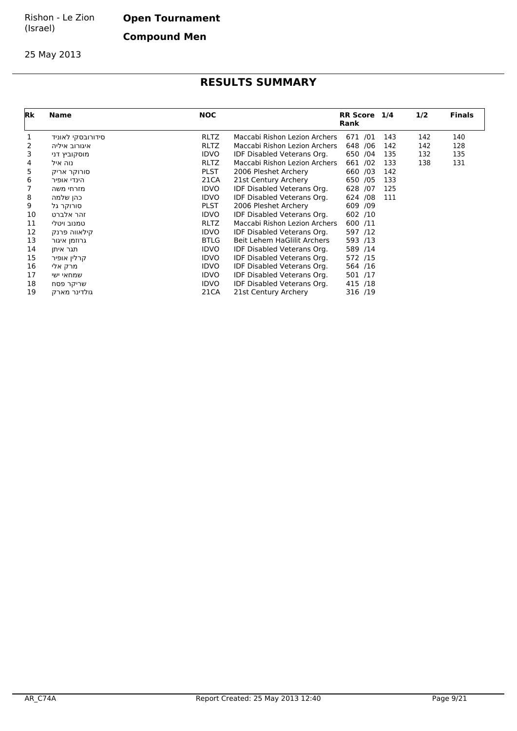Rishon - Le Zion (Israel)

# Open Tournament

## Compound Men

25 May 2013

## RESULTS SUMMARY

| Rk | Name | NOC | | RR Score Rank | 1/4 | 1/2 | Finals |
|---|---|---|---|---|---|---|---|
| 1 | סידורובסקי לאוניד | RLTZ | Maccabi Rishon Lezion Archers | 671 /01 | 143 | 142 | 140 |
| 2 | איגורוב איליה | RLTZ | Maccabi Rishon Lezion Archers | 648 /06 | 142 | 142 | 128 |
| 3 | מוסקוביץ דני | IDVO | IDF Disabled Veterans Org. | 650 /04 | 135 | 132 | 135 |
| 4 | נוה איל | RLTZ | Maccabi Rishon Lezion Archers | 661 /02 | 133 | 138 | 131 |
| 5 | סורוקר אריק | PLST | 2006 Pleshet Archery | 660 /03 | 142 | | |
| 6 | הינדי אופיר | 21CA | 21st Century Archery | 650 /05 | 133 | | |
| 7 | מזרחי משה | IDVO | IDF Disabled Veterans Org. | 628 /07 | 125 | | |
| 8 | כהן שלמה | IDVO | IDF Disabled Veterans Org. | 624 /08 | 111 | | |
| 9 | סורוקר גל | PLST | 2006 Pleshet Archery | 609 /09 | | | |
| 10 | זהר אלברט | IDVO | IDF Disabled Veterans Org. | 602 /10 | | | |
| 11 | טמנוב ויטלי | RLTZ | Maccabi Rishon Lezion Archers | 600 /11 | | | |
| 12 | קילאווה פרנק | IDVO | IDF Disabled Veterans Org. | 597 /12 | | | |
| 13 | גרוזמן איגור | BTLG | Beit Lehem HaGlilit Archers | 593 /13 | | | |
| 14 | תגר איתן | IDVO | IDF Disabled Veterans Org. | 589 /14 | | | |
| 15 | קרלין אופיר | IDVO | IDF Disabled Veterans Org. | 572 /15 | | | |
| 16 | מרק אלי | IDVO | IDF Disabled Veterans Org. | 564 /16 | | | |
| 17 | שמחאי ישי | IDVO | IDF Disabled Veterans Org. | 501 /17 | | | |
| 18 | שריקר פסח | IDVO | IDF Disabled Veterans Org. | 415 /18 | | | |
| 19 | גולדינר מארק | 21CA | 21st Century Archery | 316 /19 | | | |

AR_C74A Report Created: 25 May 2013 12:40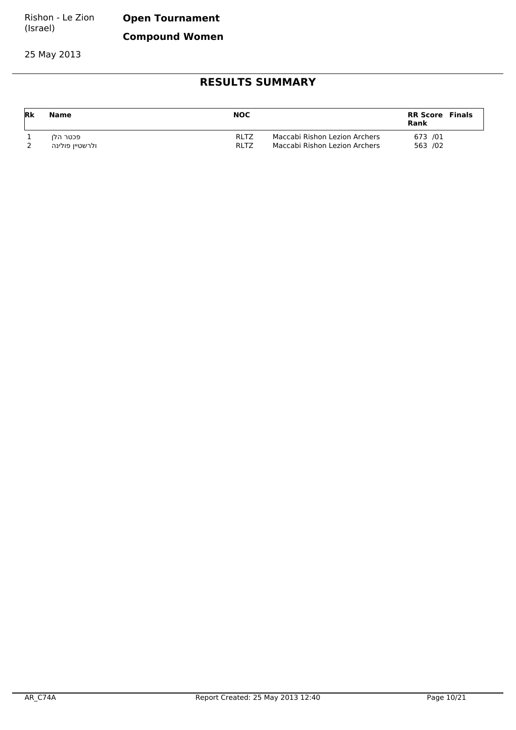Rishon - Le Zion (Israel)

**Open Tournament**

**Compound Women**

25 May 2013

## RESULTS SUMMARY

| Rk | Name | NOC | | RR Score Rank | Finals |
|---|---|---|---|---|---|
| 1 | פכטר הלן | RLTZ | Maccabi Rishon Lezion Archers | 673 /01 | |
| 2 | ולרשטיין פולינה | RLTZ | Maccabi Rishon Lezion Archers | 563 /02 | |

AR_C74A    Report Created: 25 May 2013 12:40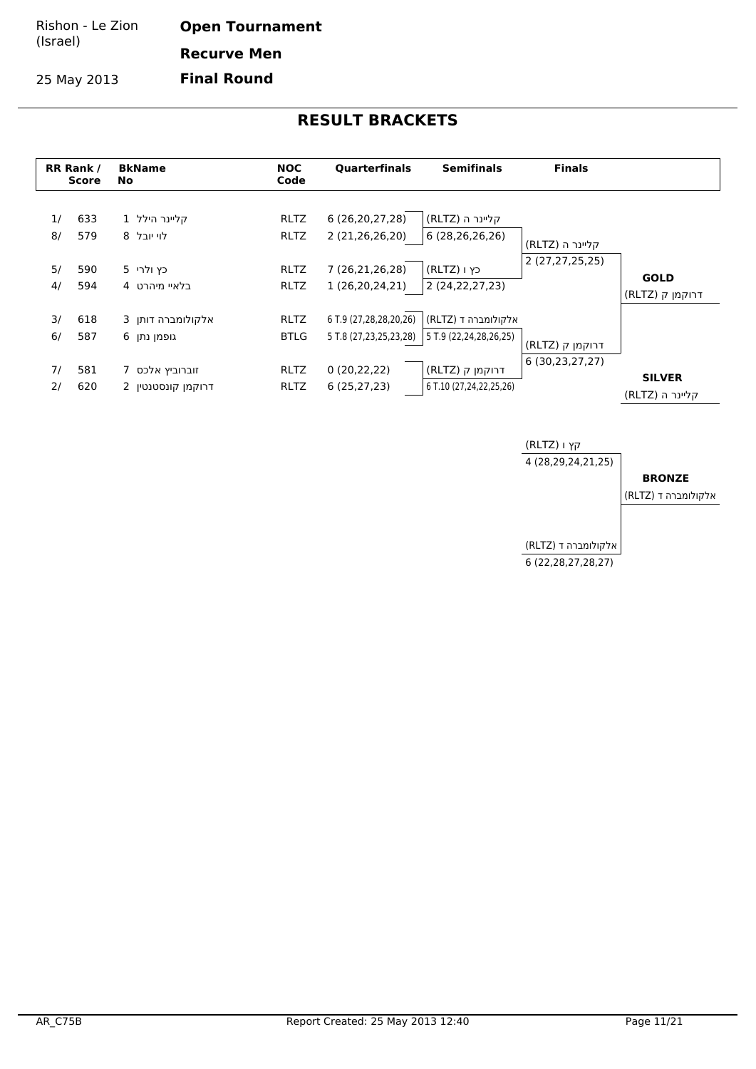Rishon - Le Zion (Israel)

25 May 2013

**Open Tournament**

**Recurve Men**

**Final Round**

# RESULT BRACKETS

| RR Rank / Score | | BkName No | | NOC Code | Quarterfinals | Semifinals | Finals | |
|---|---|---|---|---|---|---|---|---|
| 1/ | 633 | 1 | קליינר הילל | RLTZ | 6 (26,20,27,28) | קליינר ה (RLTZ) | | |
| 8/ | 579 | 8 | לוי יובל | RLTZ | 2 (21,26,26,20) | 6 (28,26,26,26) | קליינר ה (RLTZ) | |
| | | | | | | | 2 (27,27,25,25) | |
| 5/ | 590 | 5 | כץ ולרי | RLTZ | 7 (26,21,26,28) | כץ ו (RLTZ) | | **GOLD** |
| 4/ | 594 | 4 | בלאיי מיהרט | RLTZ | 1 (26,20,24,21) | 2 (24,22,27,23) | | דרוקמן ק (RLTZ) |
| 3/ | 618 | 3 | אלקולומברה דותן | RLTZ | 6 T.9 (27,28,28,20,26) | אלקולומברה ד (RLTZ) | | |
| 6/ | 587 | 6 | גופמן נתן | BTLG | 5 T.8 (27,23,25,23,28) | 5 T.9 (22,24,28,26,25) | דרוקמן ק (RLTZ) | |
| | | | | | | | 6 (30,23,27,27) | |
| 7/ | 581 | 7 | זוברוביץ אלכס | RLTZ | 0 (20,22,22) | דרוקמן ק (RLTZ) | | **SILVER** |
| 2/ | 620 | 2 | דרוקמן קונסטנטין | RLTZ | 6 (25,27,23) | 6 T.10 (27,24,22,25,26) | | קליינר ה (RLTZ) |

| Bronze Match | | |
|---|---|---|
| כץ ו (RLTZ) | 4 (28,29,24,21,25) | |
| | | **BRONZE** |
| | | אלקולומברה ד (RLTZ) |
| אלקולומברה ד (RLTZ) | 6 (22,28,27,28,27) | |

AR_C75B

Report Created: 25 May 2013 12:40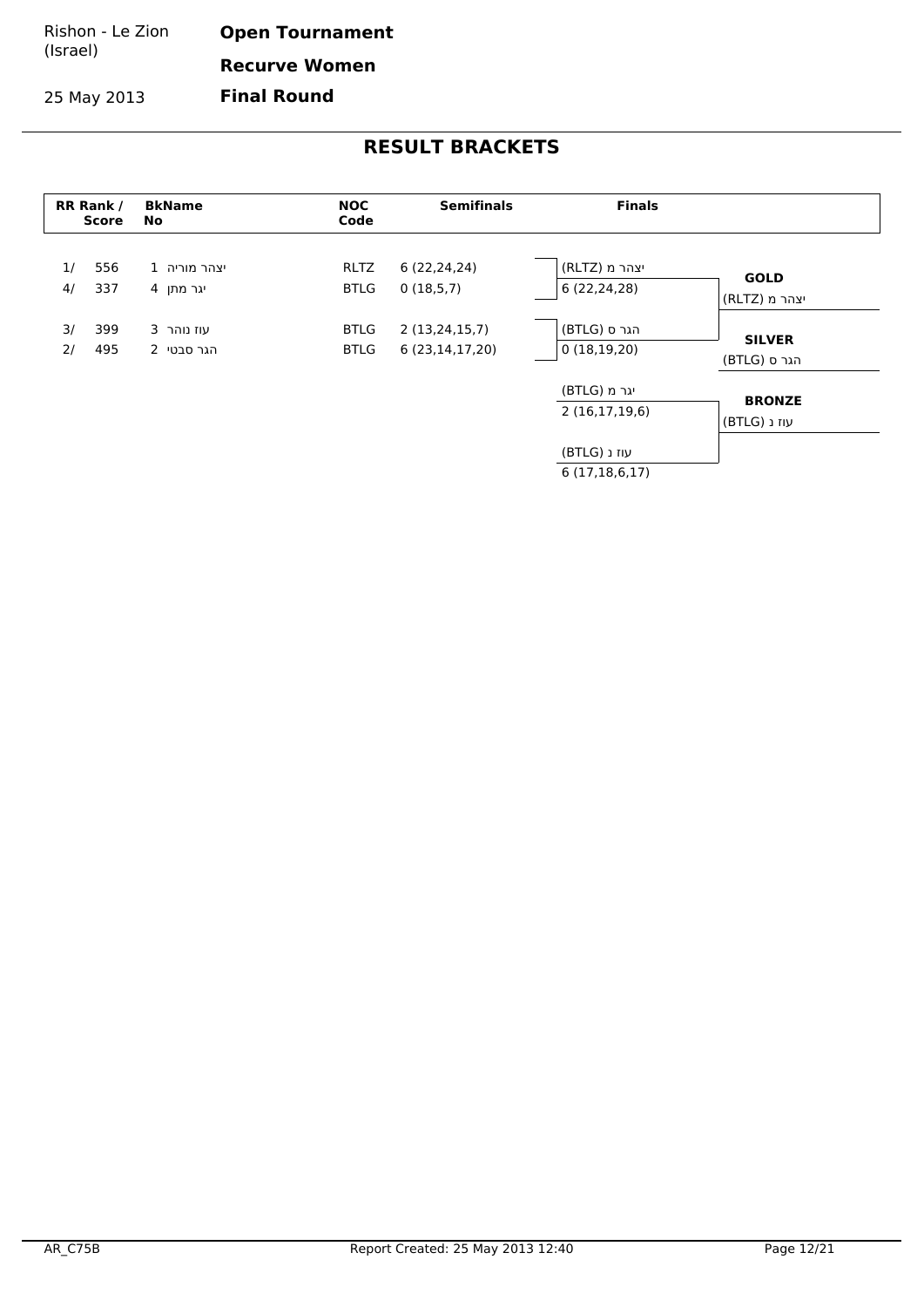Rishon - Le Zion (Israel)

25 May 2013

**Open Tournament**

**Recurve Women**

**Final Round**

## RESULT BRACKETS

| RR Rank / | Score | BkName No | | NOC Code | Semifinals |
|---|---|---|---|---|---|
| 1/ | 556 | 1 | יצהר מוריה | RLTZ | 6 (22,24,24) |
| 4/ | 337 | 4 | יגר מתן | BTLG | 0 (18,5,7) |
| 3/ | 399 | 3 | עוז נוהר | BTLG | 2 (13,24,15,7) |
| 2/ | 495 | 2 | הגר סבטי | BTLG | 6 (23,14,17,20) |

**Finals**

| Match | Athlete | Score |
|---|---|---|
| Gold Medal Match | (RLTZ) יצהר מ | 6 (22,24,28) |
| Gold Medal Match | (BTLG) הגר ס | 0 (18,19,20) |
| Bronze Medal Match | (BTLG) יגר מ | 2 (16,17,19,6) |
| Bronze Medal Match | (BTLG) עוז נ | 6 (17,18,6,17) |

**GOLD** (RLTZ) יצהר מ

**SILVER** (BTLG) הגר ס

**BRONZE** (BTLG) עוז נ

AR_C75B Report Created: 25 May 2013 12:40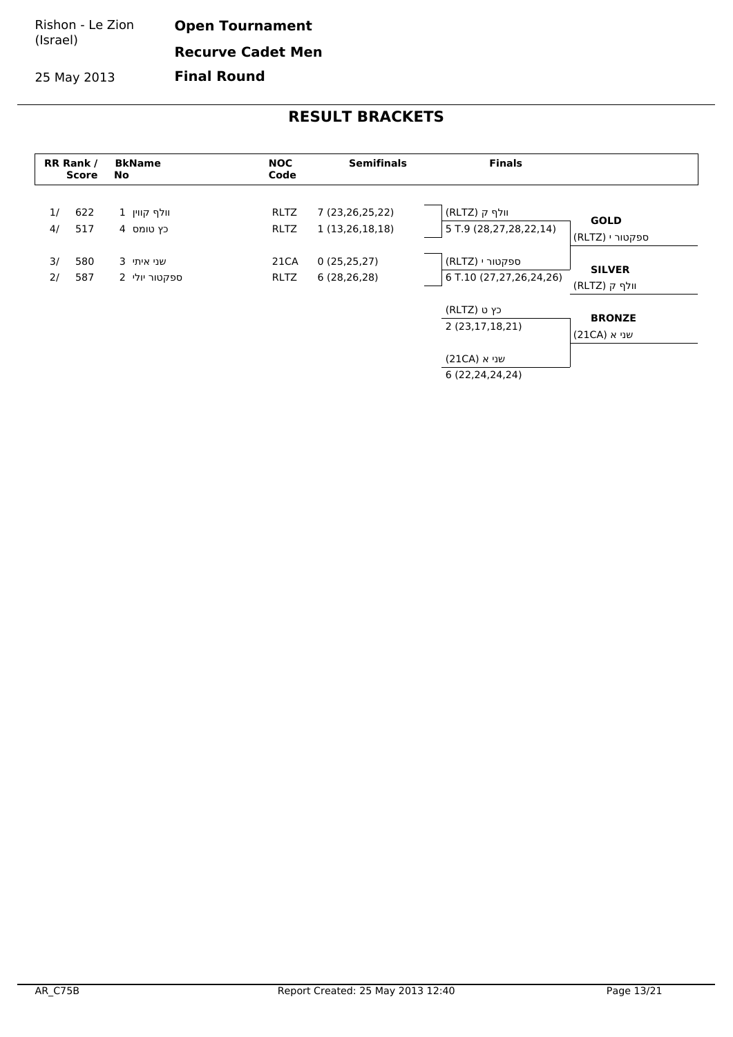Rishon - Le Zion (Israel)

25 May 2013

**Open Tournament**

**Recurve Cadet Men**

**Final Round**

## RESULT BRACKETS

| RR Rank / Score | | BkName No | NOC Code | Semifinals |
|---|---|---|---|---|
| 1/ | 622 | 1 וולף קווין | RLTZ | 7 (23,26,25,22) |
| 4/ | 517 | 4 כץ טומס | RLTZ | 1 (13,26,18,18) |
| 3/ | 580 | 3 שני איתי | 21CA | 0 (25,25,27) |
| 2/ | 587 | 2 ספקטור יולי | RLTZ | 6 (28,26,28) |

**Finals**

(RLTZ) וולף ק
5 T.9 (28,27,28,22,14)

(RLTZ) ספקטור י
6 T.10 (27,27,26,24,26)

**GOLD**
(RLTZ) ספקטור י

**SILVER**
(RLTZ) וולף ק

(RLTZ) כץ ט
2 (23,17,18,21)

(21CA) שני א
6 (22,24,24,24)

**BRONZE**
(21CA) שני א

AR_C75B

Report Created: 25 May 2013 12:40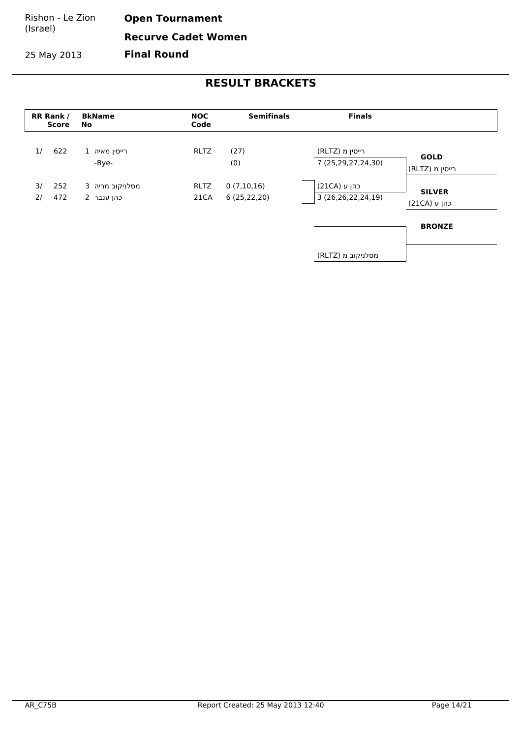Rishon - Le Zion (Israel)

25 May 2013

**Open Tournament**

**Recurve Cadet Women**

**Final Round**

# RESULT BRACKETS

| RR Rank / Score | | BkName No | | NOC Code | Semifinals | Finals | |
|---|---|---|---|---|---|---|---|
| 1/ | 622 | 1 | רייסין מאיה | RLTZ | (27) | רייסין מ (RLTZ) | **GOLD** |
| | | | -Bye- | | (0) | 7 (25,29,27,24,30) | רייסין מ (RLTZ) |
| 3/ | 252 | 3 | מסלניקוב מריה | RLTZ | 0 (7,10,16) | כהן ע (21CA) | **SILVER** |
| 2/ | 472 | 2 | כהן ענבר | 21CA | 6 (25,22,20) | 3 (26,26,22,24,19) | כהן ע (21CA) |
| | | | | | | | **BRONZE** |
| | | | | | | מסלניקוב מ (RLTZ) | |

AR_C75B

Report Created: 25 May 2013 12:40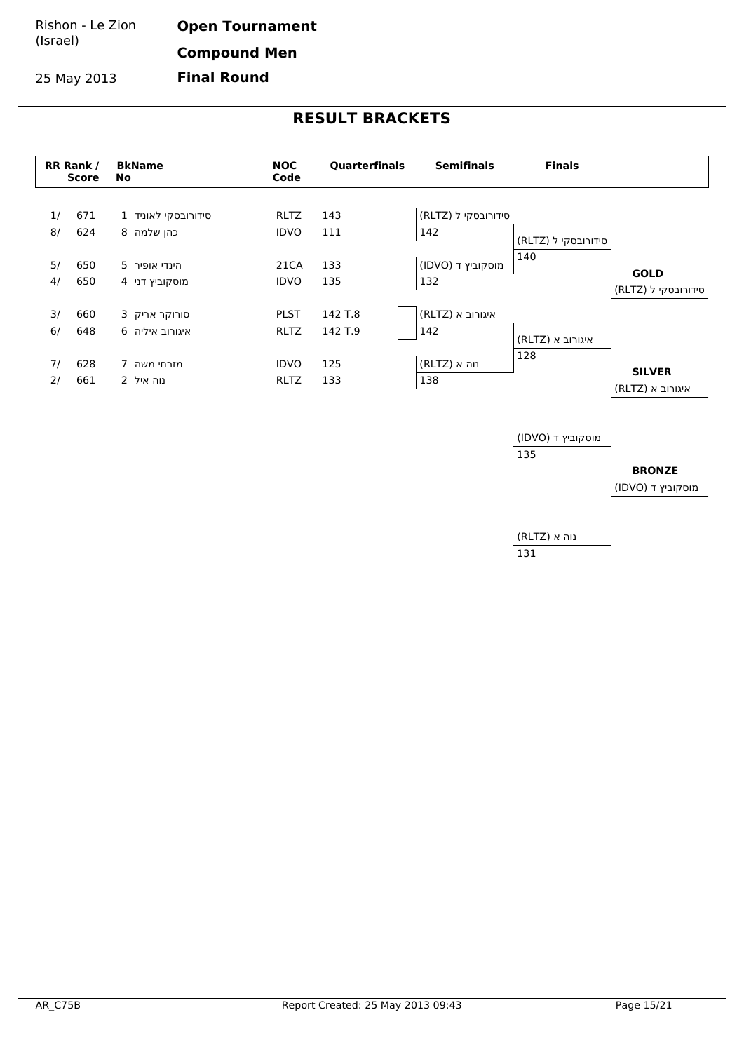Rishon - Le Zion (Israel)

25 May 2013

**Open Tournament**

**Compound Men**

**Final Round**

## RESULT BRACKETS

| RR Rank / | Score | BkName No | | NOC Code | Quarterfinals |
|---|---|---|---|---|---|
| 1/ | 671 | 1 | סידורובסקי לאוניד | RLTZ | 143 |
| 8/ | 624 | 8 | כהן שלמה | IDVO | 111 |
| 5/ | 650 | 5 | הינדי אופיר | 21CA | 133 |
| 4/ | 650 | 4 | מוסקוביץ דני | IDVO | 135 |
| 3/ | 660 | 3 | סורוקר אריק | PLST | 142 T.8 |
| 6/ | 648 | 6 | איגורוב איליה | RLTZ | 142 T.9 |
| 7/ | 628 | 7 | מזרחי משה | IDVO | 125 |
| 2/ | 661 | 2 | נוה איל | RLTZ | 133 |

**Semifinals**

סידורובסקי ל (RLTZ) 142

מוסקוביץ ד (IDVO) 132

איגורוב א (RLTZ) 142

נוה א (RLTZ) 138

**Finals**

סידורובסקי ל (RLTZ) 140

איגורוב א (RLTZ) 128

**GOLD**

סידורובסקי ל (RLTZ)

**SILVER**

איגורוב א (RLTZ)

**Bronze match**

מוסקוביץ ד (IDVO) 135

נוה א (RLTZ) 131

**BRONZE**

מוסקוביץ ד (IDVO)

AR_C75B

Report Created: 25 May 2013 09:43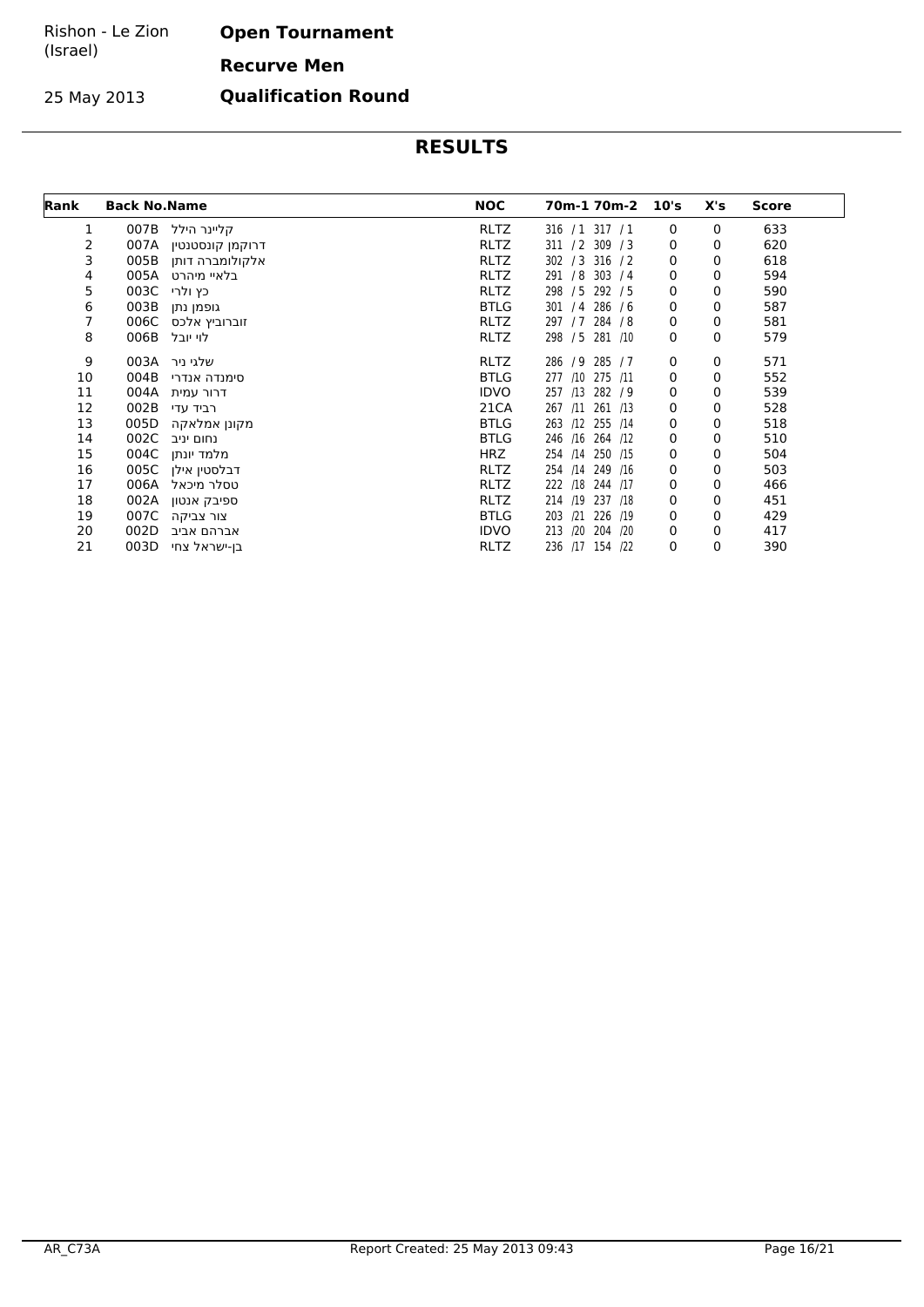Rishon - Le Zion (Israel)

25 May 2013

**Open Tournament**

**Recurve Men**

**Qualification Round**

## RESULTS

| Rank | Back No. | Name | NOC | 70m-1 | 70m-2 | 10's | X's | Score |
|---|---|---|---|---|---|---|---|---|
| 1 | 007B | קליינר הילל | RLTZ | 316 / 1 | 317 / 1 | 0 | 0 | 633 |
| 2 | 007A | דרוקמן קונסטנטין | RLTZ | 311 / 2 | 309 / 3 | 0 | 0 | 620 |
| 3 | 005B | אלקולומברה דותן | RLTZ | 302 / 3 | 316 / 2 | 0 | 0 | 618 |
| 4 | 005A | בלאיי מיהרט | RLTZ | 291 / 8 | 303 / 4 | 0 | 0 | 594 |
| 5 | 003C | כץ ולרי | RLTZ | 298 / 5 | 292 / 5 | 0 | 0 | 590 |
| 6 | 003B | גופמן נתן | BTLG | 301 / 4 | 286 / 6 | 0 | 0 | 587 |
| 7 | 006C | זוברוביץ אלכס | RLTZ | 297 / 7 | 284 / 8 | 0 | 0 | 581 |
| 8 | 006B | לוי יובל | RLTZ | 298 / 5 | 281 /10 | 0 | 0 | 579 |
| 9 | 003A | שלגי ניר | RLTZ | 286 / 9 | 285 / 7 | 0 | 0 | 571 |
| 10 | 004B | סימנדה אנדרי | BTLG | 277 /10 | 275 /11 | 0 | 0 | 552 |
| 11 | 004A | דרור עמית | IDVO | 257 /13 | 282 / 9 | 0 | 0 | 539 |
| 12 | 002B | רביד עדי | 21CA | 267 /11 | 261 /13 | 0 | 0 | 528 |
| 13 | 005D | מקונן אמלאקה | BTLG | 263 /12 | 255 /14 | 0 | 0 | 518 |
| 14 | 002C | נחום יניב | BTLG | 246 /16 | 264 /12 | 0 | 0 | 510 |
| 15 | 004C | מלמד יונתן | HRZ | 254 /14 | 250 /15 | 0 | 0 | 504 |
| 16 | 005C | דבלסטין אילן | RLTZ | 254 /14 | 249 /16 | 0 | 0 | 503 |
| 17 | 006A | טסלר מיכאל | RLTZ | 222 /18 | 244 /17 | 0 | 0 | 466 |
| 18 | 002A | ספיבק אנטון | RLTZ | 214 /19 | 237 /18 | 0 | 0 | 451 |
| 19 | 007C | צור צביקה | BTLG | 203 /21 | 226 /19 | 0 | 0 | 429 |
| 20 | 002D | אברהם אביב | IDVO | 213 /20 | 204 /20 | 0 | 0 | 417 |
| 21 | 003D | בן-ישראל צחי | RLTZ | 236 /17 | 154 /22 | 0 | 0 | 390 |

AR_C73A Report Created: 25 May 2013 09:43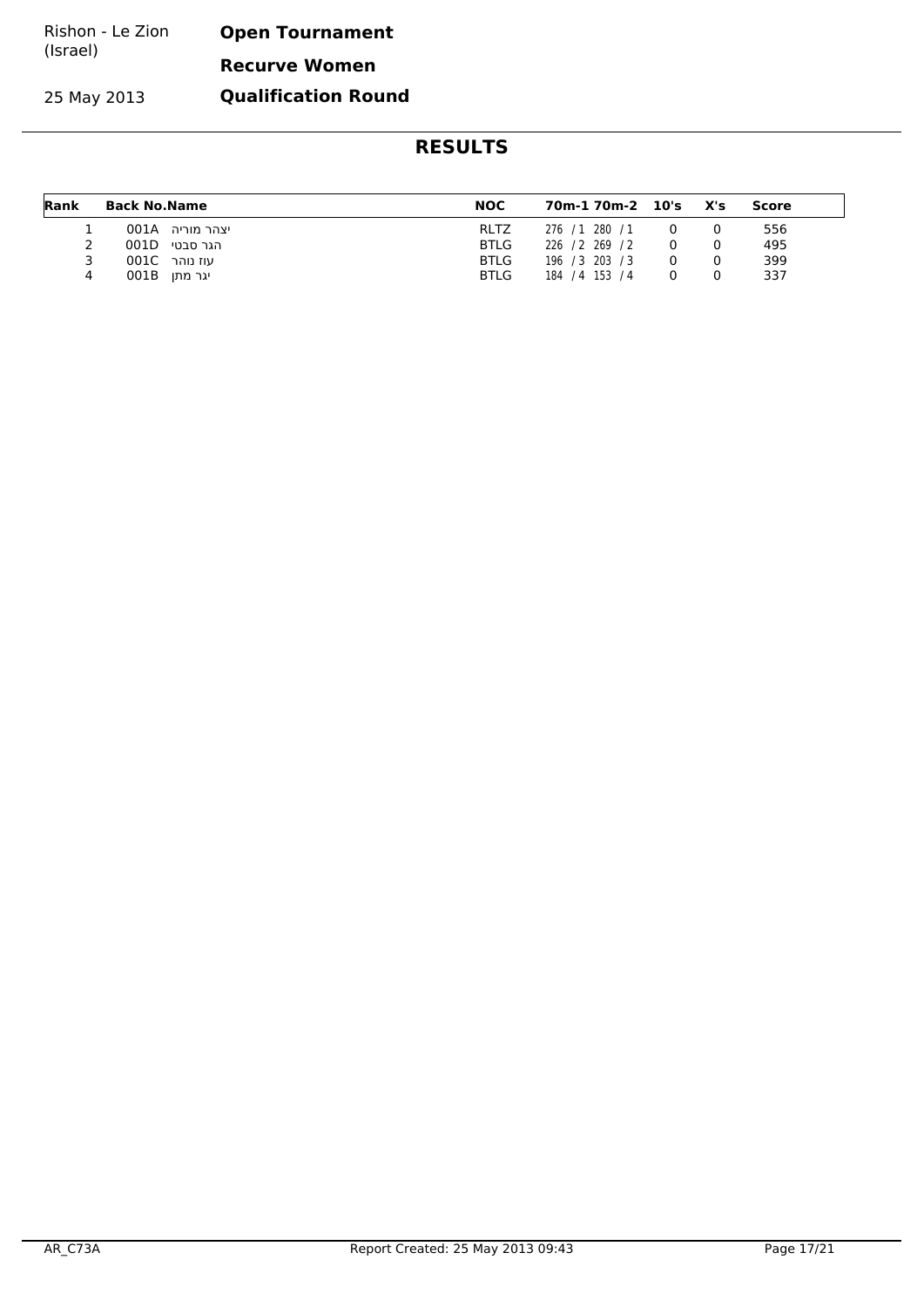Rishon - Le Zion (Israel)

25 May 2013

**Open Tournament**

**Recurve Women**

**Qualification Round**

## RESULTS

| Rank | Back No. | Name | NOC | 70m-1 | 70m-2 | 10's | X's | Score |
|---|---|---|---|---|---|---|---|---|
| 1 | 001A | יצהר מוריה | RLTZ | 276 / 1 | 280 / 1 | 0 | 0 | 556 |
| 2 | 001D | הגר סבטי | BTLG | 226 / 2 | 269 / 2 | 0 | 0 | 495 |
| 3 | 001C | עוז נוהר | BTLG | 196 / 3 | 203 / 3 | 0 | 0 | 399 |
| 4 | 001B | יגר מתן | BTLG | 184 / 4 | 153 / 4 | 0 | 0 | 337 |

AR_C73A Report Created: 25 May 2013 09:43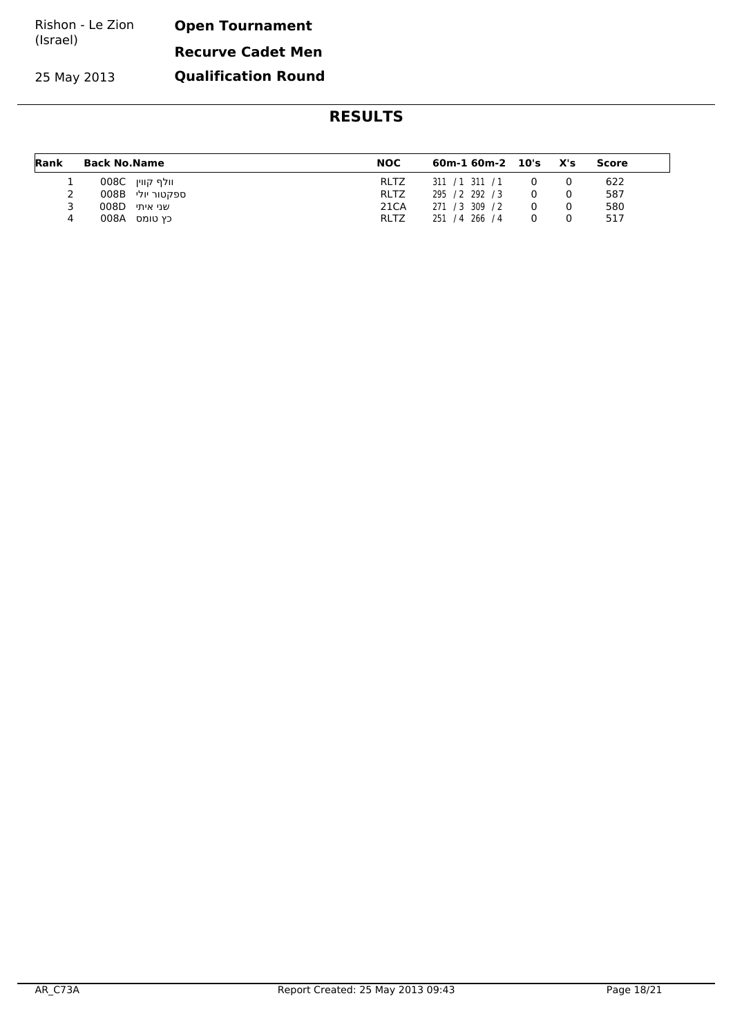Rishon - Le Zion (Israel)

25 May 2013

**Open Tournament**

**Recurve Cadet Men**

**Qualification Round**

## RESULTS

| Rank | Back No. | Name | NOC | 60m-1 | 60m-2 | 10's | X's | Score |
|---|---|---|---|---|---|---|---|---|
| 1 | 008C | וולף קווין | RLTZ | 311 / 1 | 311 / 1 | 0 | 0 | 622 |
| 2 | 008B | ספקטור יולי | RLTZ | 295 / 2 | 292 / 3 | 0 | 0 | 587 |
| 3 | 008D | שני איתי | 21CA | 271 / 3 | 309 / 2 | 0 | 0 | 580 |
| 4 | 008A | כץ טומס | RLTZ | 251 / 4 | 266 / 4 | 0 | 0 | 517 |

AR_C73A

Report Created: 25 May 2013 09:43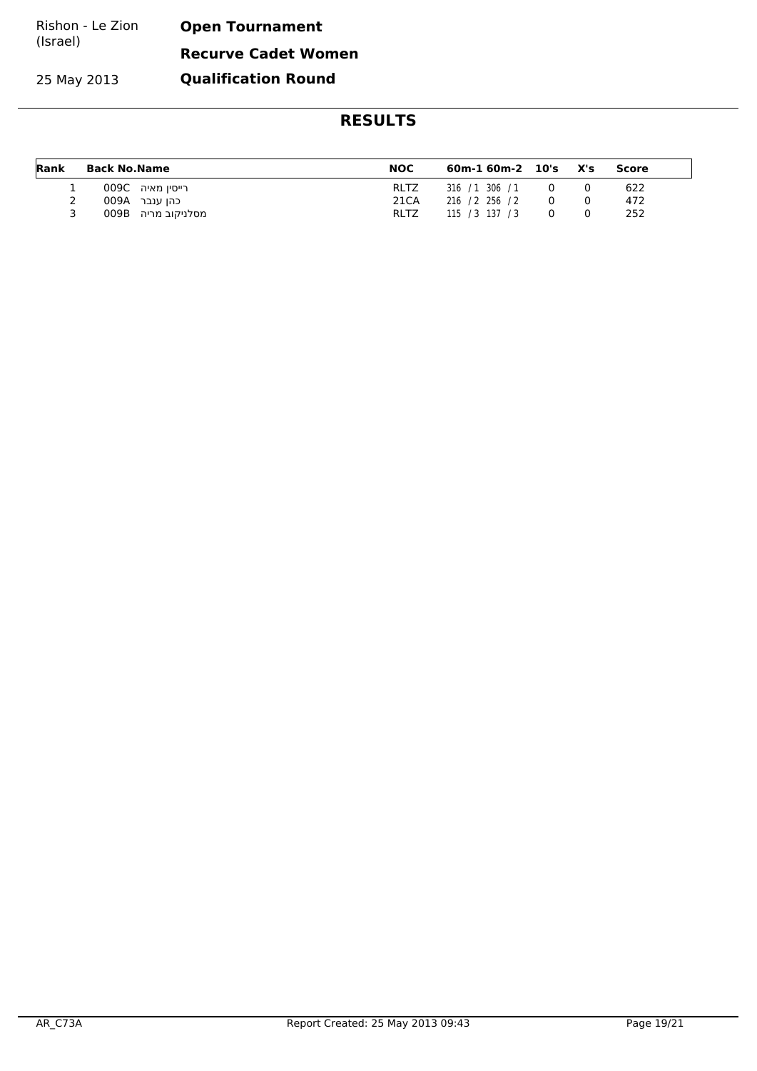Rishon - Le Zion (Israel)

25 May 2013

**Open Tournament**

**Recurve Cadet Women**

**Qualification Round**

## RESULTS

| Rank | Back No. | Name | NOC | 60m-1 | 60m-2 | 10's | X's | Score |
|---|---|---|---|---|---|---|---|---|
| 1 | 009C | רייסין מאיה | RLTZ | 316 / 1 | 306 / 1 | 0 | 0 | 622 |
| 2 | 009A | כהן ענבר | 21CA | 216 / 2 | 256 / 2 | 0 | 0 | 472 |
| 3 | 009B | מסלניקוב מריה | RLTZ | 115 / 3 | 137 / 3 | 0 | 0 | 252 |

AR_C73A

Report Created: 25 May 2013 09:43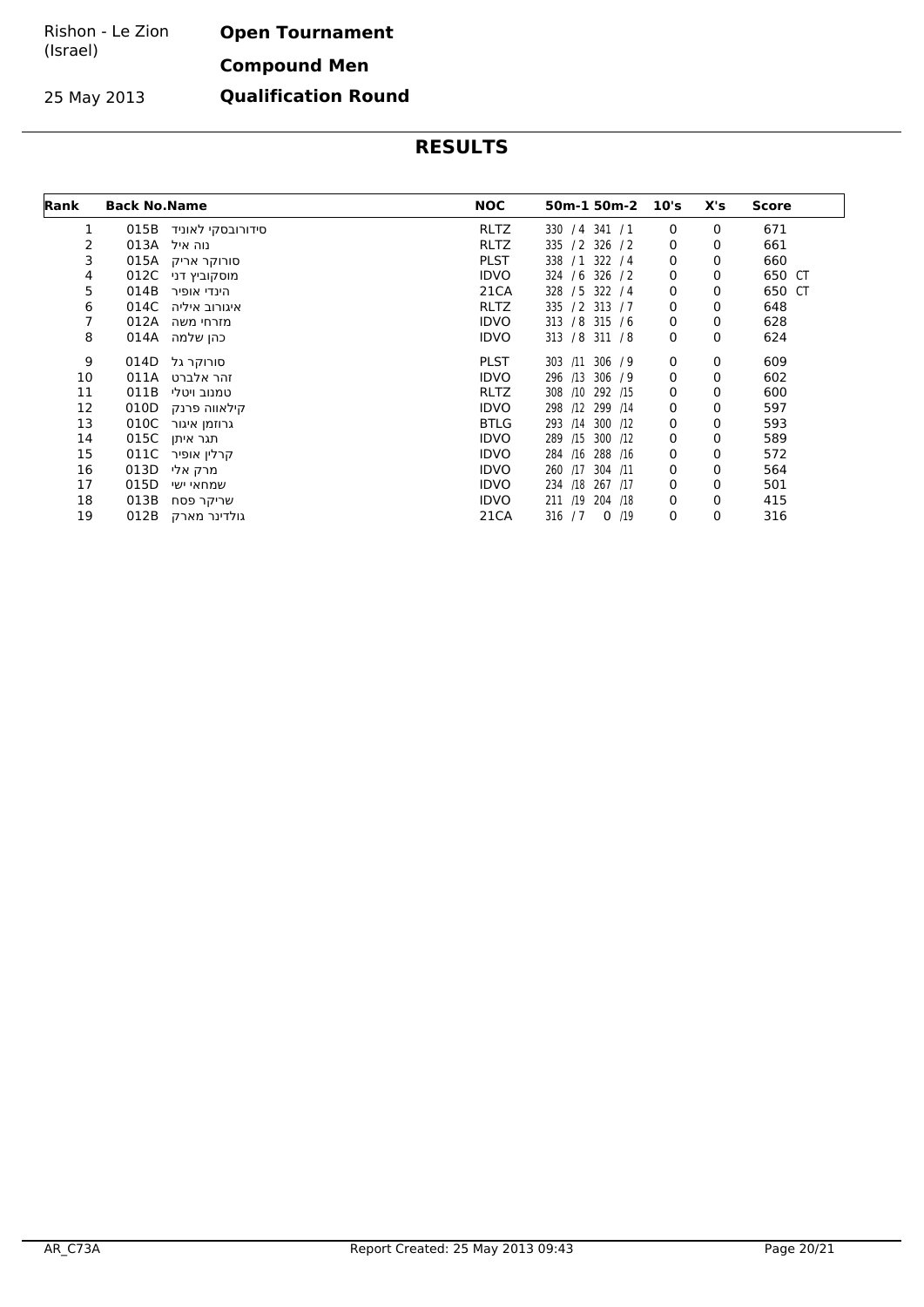Rishon - Le Zion (Israel)

25 May 2013

**Open Tournament**

**Compound Men**

**Qualification Round**

## RESULTS

| Rank | Back No. | Name | NOC | 50m-1 | 50m-2 | 10's | X's | Score |
|---|---|---|---|---|---|---|---|---|
| 1 | 015B | סידורובסקי לאוניד | RLTZ | 330 / 4 | 341 / 1 | 0 | 0 | 671 |
| 2 | 013A | נוה איל | RLTZ | 335 / 2 | 326 / 2 | 0 | 0 | 661 |
| 3 | 015A | סורוקר אריק | PLST | 338 / 1 | 322 / 4 | 0 | 0 | 660 |
| 4 | 012C | מוסקוביץ דני | IDVO | 324 / 6 | 326 / 2 | 0 | 0 | 650 CT |
| 5 | 014B | הינדי אופיר | 21CA | 328 / 5 | 322 / 4 | 0 | 0 | 650 CT |
| 6 | 014C | איגורוב איליה | RLTZ | 335 / 2 | 313 / 7 | 0 | 0 | 648 |
| 7 | 012A | מזרחי משה | IDVO | 313 / 8 | 315 / 6 | 0 | 0 | 628 |
| 8 | 014A | כהן שלמה | IDVO | 313 / 8 | 311 / 8 | 0 | 0 | 624 |
| 9 | 014D | סורוקר גל | PLST | 303 /11 | 306 / 9 | 0 | 0 | 609 |
| 10 | 011A | זהר אלברט | IDVO | 296 /13 | 306 / 9 | 0 | 0 | 602 |
| 11 | 011B | טמנוב ויטלי | RLTZ | 308 /10 | 292 /15 | 0 | 0 | 600 |
| 12 | 010D | קילאווה פרנק | IDVO | 298 /12 | 299 /14 | 0 | 0 | 597 |
| 13 | 010C | גרוזמן איגור | BTLG | 293 /14 | 300 /12 | 0 | 0 | 593 |
| 14 | 015C | תגר איתן | IDVO | 289 /15 | 300 /12 | 0 | 0 | 589 |
| 15 | 011C | קרלין אופיר | IDVO | 284 /16 | 288 /16 | 0 | 0 | 572 |
| 16 | 013D | מרק אלי | IDVO | 260 /17 | 304 /11 | 0 | 0 | 564 |
| 17 | 015D | שמחאי ישי | IDVO | 234 /18 | 267 /17 | 0 | 0 | 501 |
| 18 | 013B | שריקר פסח | IDVO | 211 /19 | 204 /18 | 0 | 0 | 415 |
| 19 | 012B | גולדינר מארק | 21CA | 316 / 7 | 0 /19 | 0 | 0 | 316 |

AR_C73A

Report Created: 25 May 2013 09:43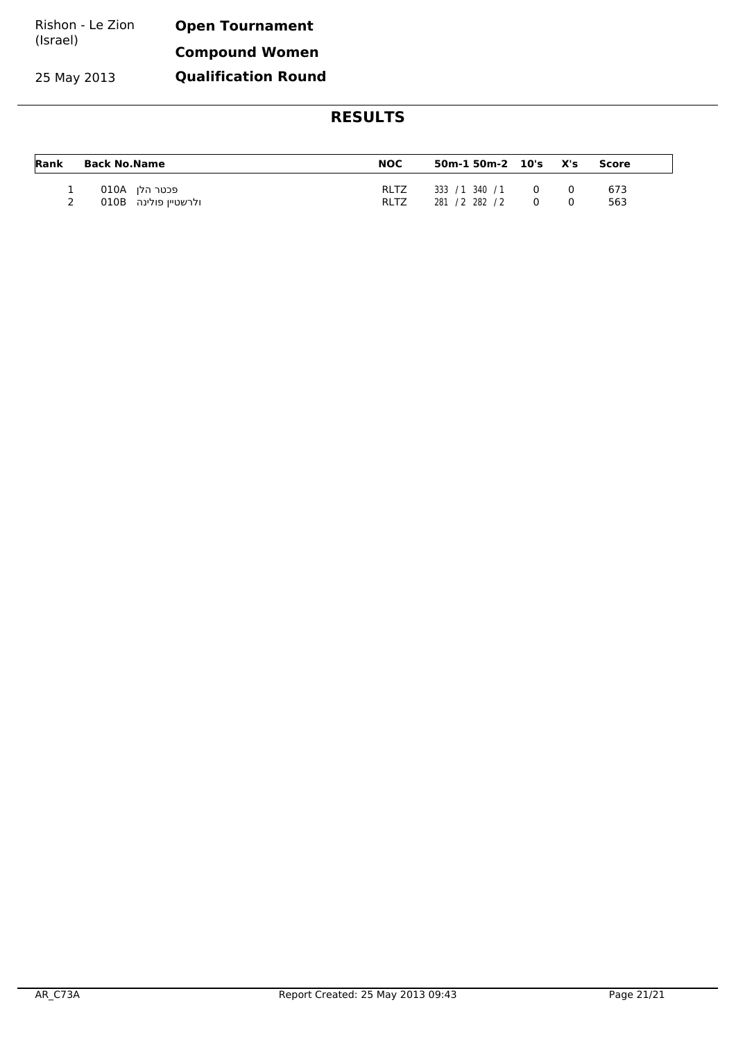Rishon - Le Zion (Israel)

25 May 2013

**Open Tournament**

**Compound Women**

**Qualification Round**

## RESULTS

| Rank | Back No. | Name | NOC | 50m-1 | 50m-2 | 10's | X's | Score |
|---|---|---|---|---|---|---|---|---|
| 1 | 010A | פכטר הלן | RLTZ | 333 / 1 | 340 / 1 | 0 | 0 | 673 |
| 2 | 010B | ולרשטיין פולינה | RLTZ | 281 / 2 | 282 / 2 | 0 | 0 | 563 |

AR_C73A Report Created: 25 May 2013 09:43